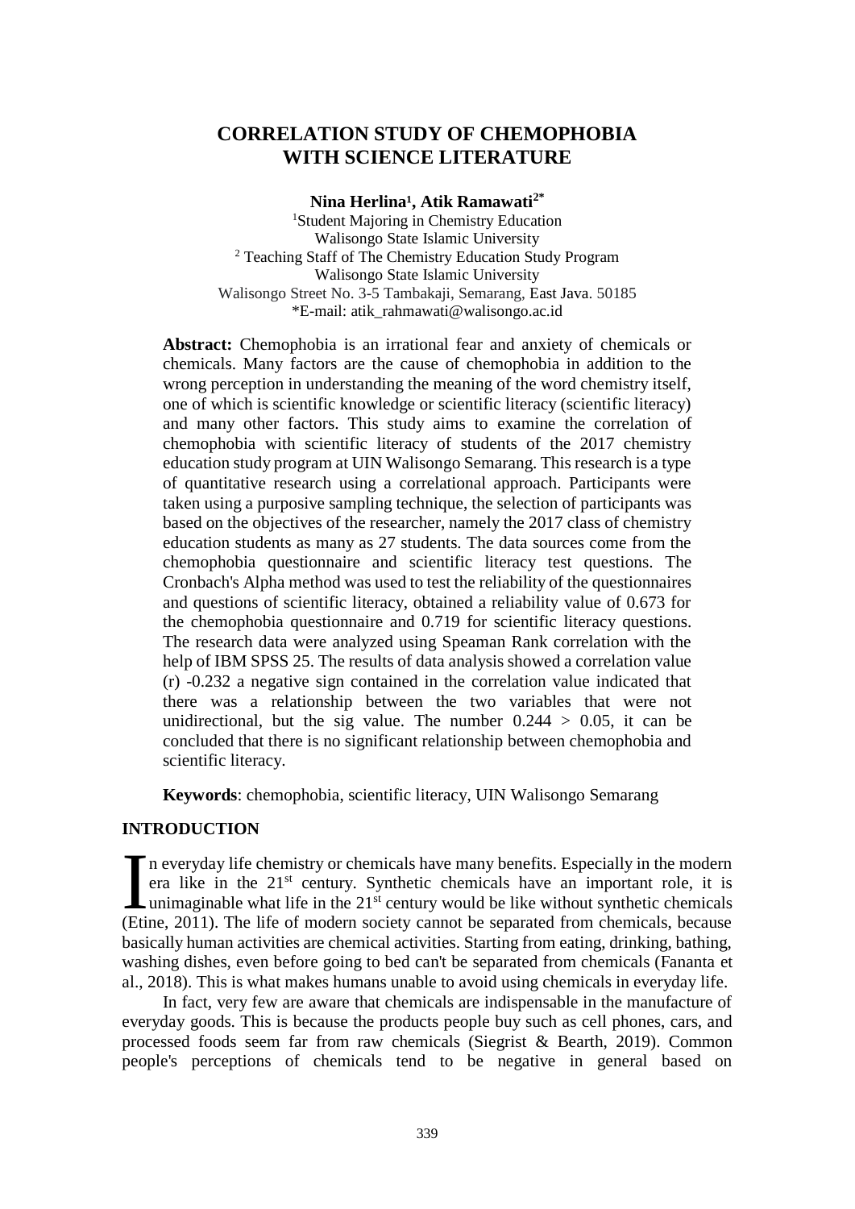# CORRELATION STUDY OF CHEMOPHOBIA WITH SCIENCE LITERATURE

**Nina Herlina[1], Atik Ramawati[2*]**

[1]Student Majoring in Chemistry Education
Walisongo State Islamic University
[2] Teaching Staff of The Chemistry Education Study Program
Walisongo State Islamic University
Walisongo Street No. 3-5 Tambakaji, Semarang, East Java. 50185
*E-mail: atik_rahmawati@walisongo.ac.id

**Abstract:** Chemophobia is an irrational fear and anxiety of chemicals or chemicals. Many factors are the cause of chemophobia in addition to the wrong perception in understanding the meaning of the word chemistry itself, one of which is scientific knowledge or scientific literacy (scientific literacy) and many other factors. This study aims to examine the correlation of chemophobia with scientific literacy of students of the 2017 chemistry education study program at UIN Walisongo Semarang. This research is a type of quantitative research using a correlational approach. Participants were taken using a purposive sampling technique, the selection of participants was based on the objectives of the researcher, namely the 2017 class of chemistry education students as many as 27 students. The data sources come from the chemophobia questionnaire and scientific literacy test questions. The Cronbach's Alpha method was used to test the reliability of the questionnaires and questions of scientific literacy, obtained a reliability value of 0.673 for the chemophobia questionnaire and 0.719 for scientific literacy questions. The research data were analyzed using Speaman Rank correlation with the help of IBM SPSS 25. The results of data analysis showed a correlation value (r) -0.232 a negative sign contained in the correlation value indicated that there was a relationship between the two variables that were not unidirectional, but the sig value. The number $0.244 > 0.05$, it can be concluded that there is no significant relationship between chemophobia and scientific literacy.

**Keywords**: chemophobia, scientific literacy, UIN Walisongo Semarang

## INTRODUCTION

In everyday life chemistry or chemicals have many benefits. Especially in the modern era like in the 21st century. Synthetic chemicals have an important role, it is unimaginable what life in the 21st century would be like without synthetic chemicals (Etine, 2011). The life of modern society cannot be separated from chemicals, because basically human activities are chemical activities. Starting from eating, drinking, bathing, washing dishes, even before going to bed can't be separated from chemicals (Fananta et al., 2018). This is what makes humans unable to avoid using chemicals in everyday life.

In fact, very few are aware that chemicals are indispensable in the manufacture of everyday goods. This is because the products people buy such as cell phones, cars, and processed foods seem far from raw chemicals (Siegrist & Bearth, 2019). Common people's perceptions of chemicals tend to be negative in general based on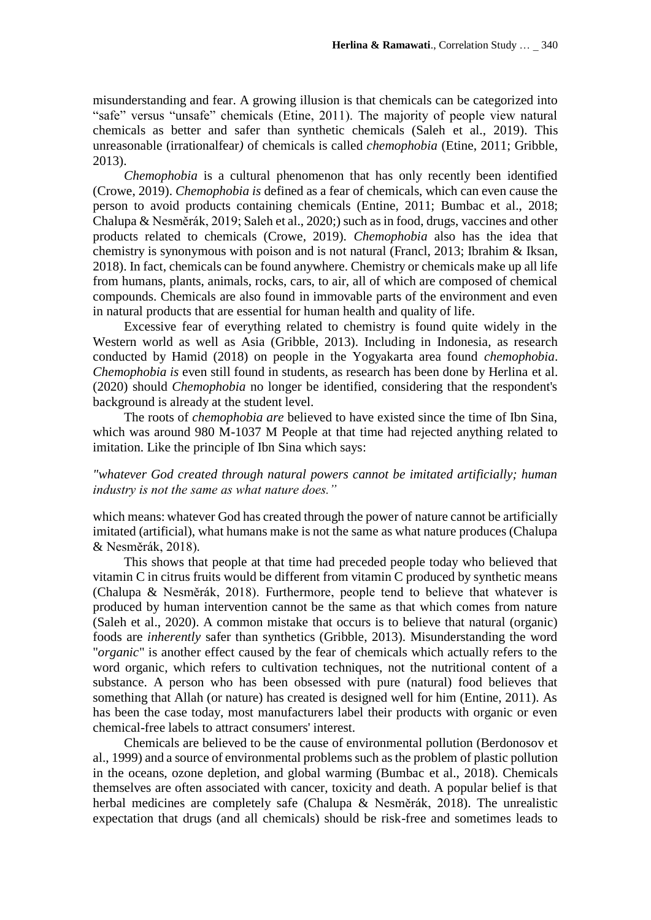misunderstanding and fear. A growing illusion is that chemicals can be categorized into "safe" versus "unsafe" chemicals (Etine, 2011). The majority of people view natural chemicals as better and safer than synthetic chemicals (Saleh et al., 2019). This unreasonable (irrationalfear*)* of chemicals is called *chemophobia* (Etine, 2011; Gribble, 2013).

*Chemophobia* is a cultural phenomenon that has only recently been identified (Crowe, 2019). *Chemophobia is* defined as a fear of chemicals, which can even cause the person to avoid products containing chemicals (Entine, 2011; Bumbac et al., 2018; Chalupa & Nesměrák, 2019; Saleh et al., 2020;) such as in food, drugs, vaccines and other products related to chemicals (Crowe, 2019). *Chemophobia* also has the idea that chemistry is synonymous with poison and is not natural (Francl, 2013; Ibrahim & Iksan, 2018). In fact, chemicals can be found anywhere. Chemistry or chemicals make up all life from humans, plants, animals, rocks, cars, to air, all of which are composed of chemical compounds. Chemicals are also found in immovable parts of the environment and even in natural products that are essential for human health and quality of life.

Excessive fear of everything related to chemistry is found quite widely in the Western world as well as Asia (Gribble, 2013). Including in Indonesia, as research conducted by Hamid (2018) on people in the Yogyakarta area found *chemophobia*. *Chemophobia is* even still found in students, as research has been done by Herlina et al. (2020) should *Chemophobia* no longer be identified, considering that the respondent's background is already at the student level.

The roots of *chemophobia are* believed to have existed since the time of Ibn Sina, which was around 980 M-1037 M People at that time had rejected anything related to imitation. Like the principle of Ibn Sina which says:

*"whatever God created through natural powers cannot be imitated artificially; human industry is not the same as what nature does."*

which means: whatever God has created through the power of nature cannot be artificially imitated (artificial), what humans make is not the same as what nature produces (Chalupa & Nesměrák, 2018).

This shows that people at that time had preceded people today who believed that vitamin C in citrus fruits would be different from vitamin C produced by synthetic means (Chalupa & Nesměrák, 2018). Furthermore, people tend to believe that whatever is produced by human intervention cannot be the same as that which comes from nature (Saleh et al., 2020). A common mistake that occurs is to believe that natural (organic) foods are *inherently* safer than synthetics (Gribble, 2013). Misunderstanding the word "*organic*" is another effect caused by the fear of chemicals which actually refers to the word organic, which refers to cultivation techniques, not the nutritional content of a substance. A person who has been obsessed with pure (natural) food believes that something that Allah (or nature) has created is designed well for him (Entine, 2011). As has been the case today, most manufacturers label their products with organic or even chemical-free labels to attract consumers' interest.

Chemicals are believed to be the cause of environmental pollution (Berdonosov et al., 1999) and a source of environmental problems such as the problem of plastic pollution in the oceans, ozone depletion, and global warming (Bumbac et al., 2018). Chemicals themselves are often associated with cancer, toxicity and death. A popular belief is that herbal medicines are completely safe (Chalupa & Nesměrák, 2018). The unrealistic expectation that drugs (and all chemicals) should be risk-free and sometimes leads to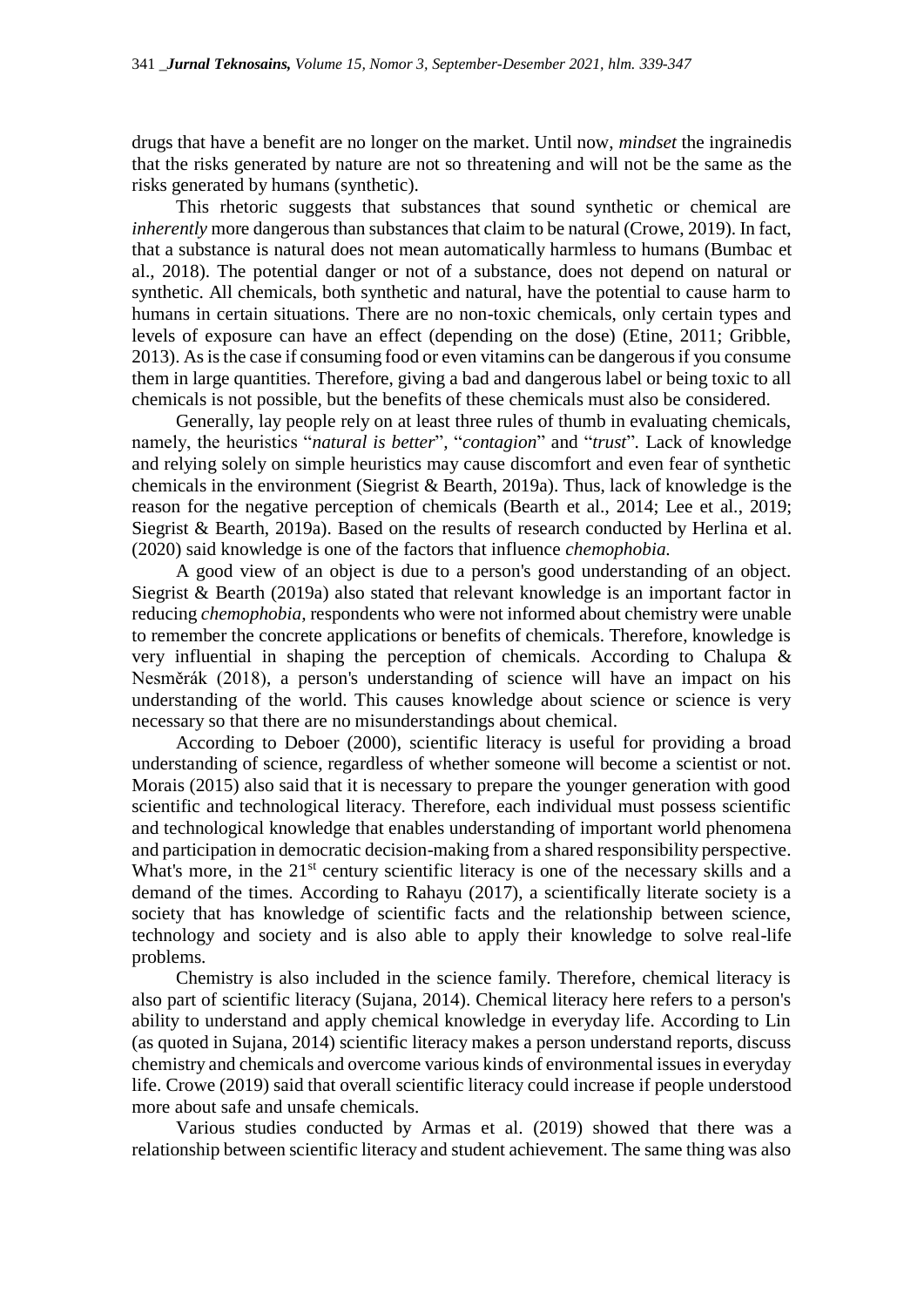drugs that have a benefit are no longer on the market. Until now, *mindset* the ingrainedis that the risks generated by nature are not so threatening and will not be the same as the risks generated by humans (synthetic).

This rhetoric suggests that substances that sound synthetic or chemical are *inherently* more dangerous than substances that claim to be natural (Crowe, 2019). In fact, that a substance is natural does not mean automatically harmless to humans (Bumbac et al., 2018). The potential danger or not of a substance, does not depend on natural or synthetic. All chemicals, both synthetic and natural, have the potential to cause harm to humans in certain situations. There are no non-toxic chemicals, only certain types and levels of exposure can have an effect (depending on the dose) (Etine, 2011; Gribble, 2013). As is the case if consuming food or even vitamins can be dangerous if you consume them in large quantities. Therefore, giving a bad and dangerous label or being toxic to all chemicals is not possible, but the benefits of these chemicals must also be considered.

Generally, lay people rely on at least three rules of thumb in evaluating chemicals, namely, the heuristics "*natural is better*", "*contagion*" and "*trust*". Lack of knowledge and relying solely on simple heuristics may cause discomfort and even fear of synthetic chemicals in the environment (Siegrist & Bearth, 2019a). Thus, lack of knowledge is the reason for the negative perception of chemicals (Bearth et al., 2014; Lee et al., 2019; Siegrist & Bearth, 2019a). Based on the results of research conducted by Herlina et al. (2020) said knowledge is one of the factors that influence *chemophobia.*

A good view of an object is due to a person's good understanding of an object. Siegrist & Bearth (2019a) also stated that relevant knowledge is an important factor in reducing *chemophobia*, respondents who were not informed about chemistry were unable to remember the concrete applications or benefits of chemicals. Therefore, knowledge is very influential in shaping the perception of chemicals. According to Chalupa & Nesměrák (2018), a person's understanding of science will have an impact on his understanding of the world. This causes knowledge about science or science is very necessary so that there are no misunderstandings about chemical.

According to Deboer (2000), scientific literacy is useful for providing a broad understanding of science, regardless of whether someone will become a scientist or not. Morais (2015) also said that it is necessary to prepare the younger generation with good scientific and technological literacy. Therefore, each individual must possess scientific and technological knowledge that enables understanding of important world phenomena and participation in democratic decision-making from a shared responsibility perspective. What's more, in the 21st century scientific literacy is one of the necessary skills and a demand of the times. According to Rahayu (2017), a scientifically literate society is a society that has knowledge of scientific facts and the relationship between science, technology and society and is also able to apply their knowledge to solve real-life problems.

Chemistry is also included in the science family. Therefore, chemical literacy is also part of scientific literacy (Sujana, 2014). Chemical literacy here refers to a person's ability to understand and apply chemical knowledge in everyday life. According to Lin (as quoted in Sujana, 2014) scientific literacy makes a person understand reports, discuss chemistry and chemicals and overcome various kinds of environmental issues in everyday life. Crowe (2019) said that overall scientific literacy could increase if people understood more about safe and unsafe chemicals.

Various studies conducted by Armas et al. (2019) showed that there was a relationship between scientific literacy and student achievement. The same thing was also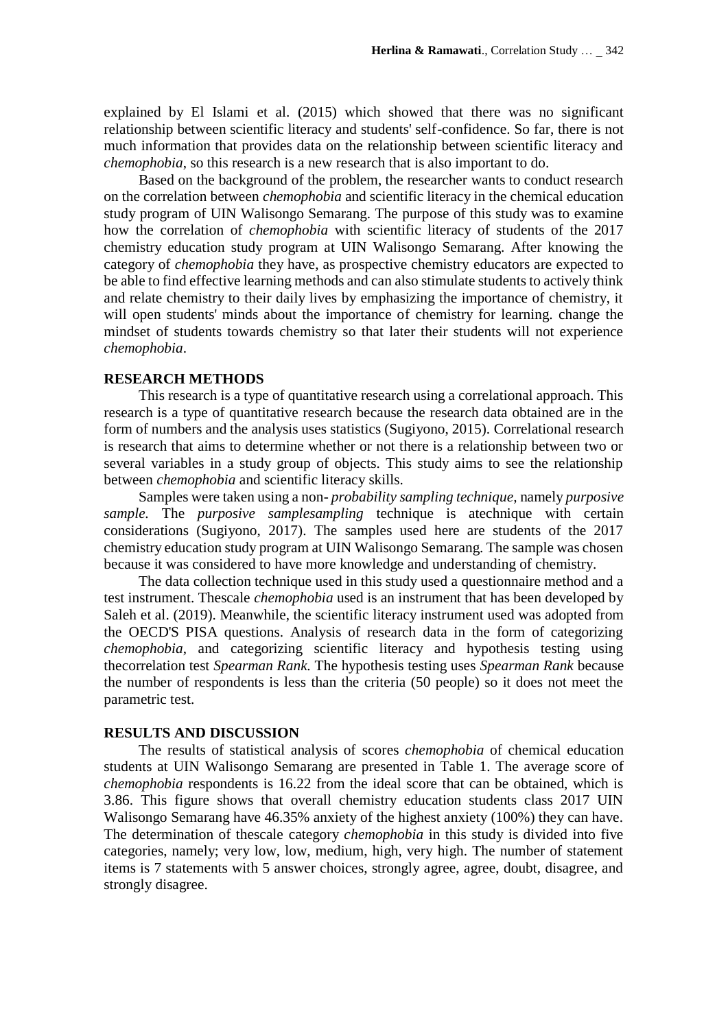explained by El Islami et al. (2015) which showed that there was no significant relationship between scientific literacy and students' self-confidence. So far, there is not much information that provides data on the relationship between scientific literacy and *chemophobia*, so this research is a new research that is also important to do.

Based on the background of the problem, the researcher wants to conduct research on the correlation between *chemophobia* and scientific literacy in the chemical education study program of UIN Walisongo Semarang. The purpose of this study was to examine how the correlation of *chemophobia* with scientific literacy of students of the 2017 chemistry education study program at UIN Walisongo Semarang. After knowing the category of *chemophobia* they have, as prospective chemistry educators are expected to be able to find effective learning methods and can also stimulate students to actively think and relate chemistry to their daily lives by emphasizing the importance of chemistry, it will open students' minds about the importance of chemistry for learning. change the mindset of students towards chemistry so that later their students will not experience *chemophobia*.

## RESEARCH METHODS

This research is a type of quantitative research using a correlational approach. This research is a type of quantitative research because the research data obtained are in the form of numbers and the analysis uses statistics (Sugiyono, 2015). Correlational research is research that aims to determine whether or not there is a relationship between two or several variables in a study group of objects. This study aims to see the relationship between *chemophobia* and scientific literacy skills.

Samples were taken using a non- *probability sampling technique,* namely *purposive sample.* The *purposive samplesampling* technique is atechnique with certain considerations (Sugiyono, 2017). The samples used here are students of the 2017 chemistry education study program at UIN Walisongo Semarang. The sample was chosen because it was considered to have more knowledge and understanding of chemistry.

The data collection technique used in this study used a questionnaire method and a test instrument. Thescale *chemophobia* used is an instrument that has been developed by Saleh et al. (2019). Meanwhile, the scientific literacy instrument used was adopted from the OECD'S PISA questions. Analysis of research data in the form of categorizing *chemophobia*, and categorizing scientific literacy and hypothesis testing using thecorrelation test *Spearman Rank.* The hypothesis testing uses *Spearman Rank* because the number of respondents is less than the criteria (50 people) so it does not meet the parametric test.

## RESULTS AND DISCUSSION

The results of statistical analysis of scores *chemophobia* of chemical education students at UIN Walisongo Semarang are presented in Table 1. The average score of *chemophobia* respondents is 16.22 from the ideal score that can be obtained, which is 3.86. This figure shows that overall chemistry education students class 2017 UIN Walisongo Semarang have 46.35% anxiety of the highest anxiety (100%) they can have. The determination of thescale category *chemophobia* in this study is divided into five categories, namely; very low, low, medium, high, very high. The number of statement items is 7 statements with 5 answer choices, strongly agree, agree, doubt, disagree, and strongly disagree.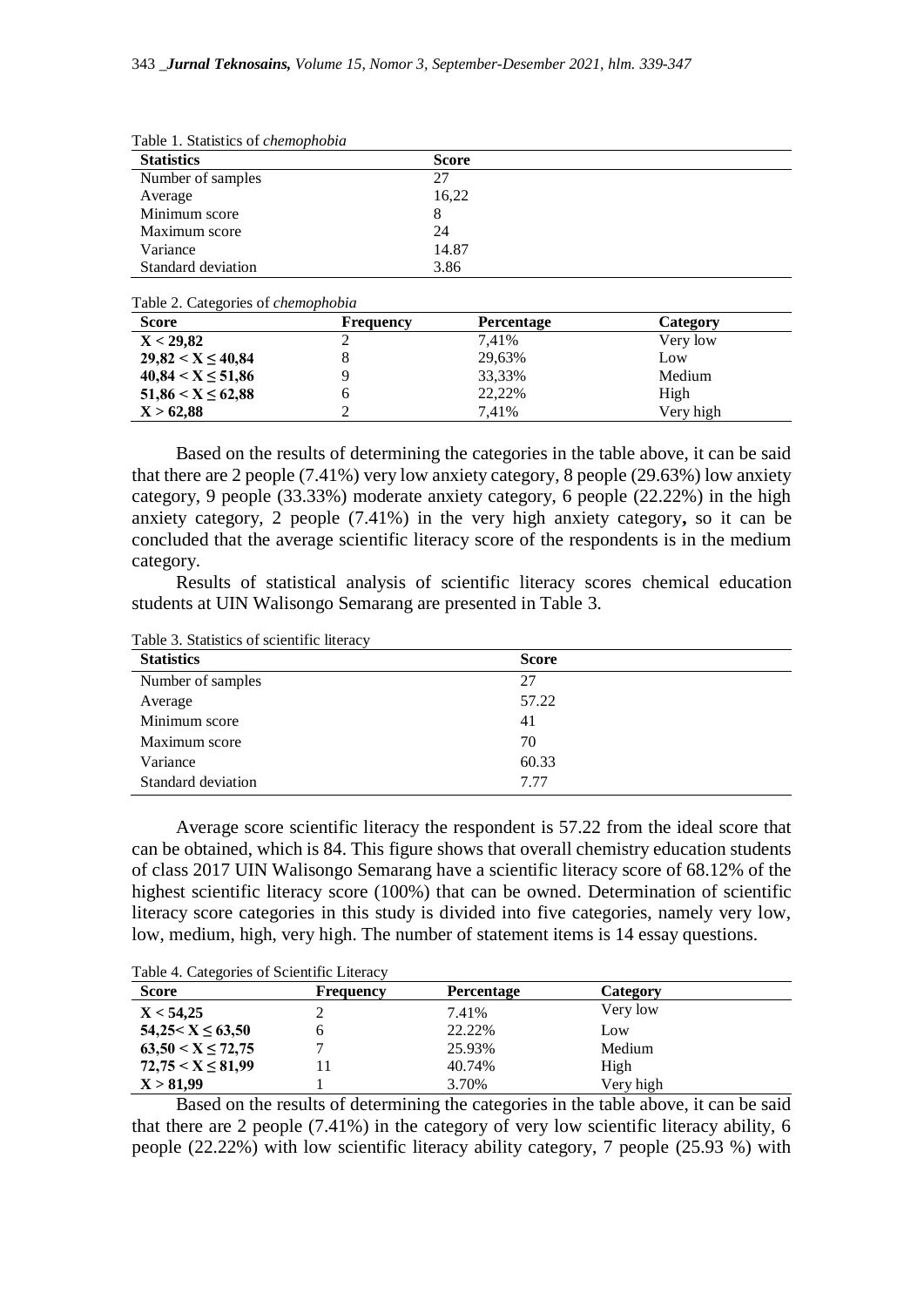Table 1. Statistics of *chemophobia*

| Statistics | Score |
|---|---|
| Number of samples | 27 |
| Average | 16,22 |
| Minimum score | 8 |
| Maximum score | 24 |
| Variance | 14.87 |
| Standard deviation | 3.86 |

Table 2. Categories of *chemophobia*

| Score | Frequency | Percentage | Category |
|---|---|---|---|
| **$X < 29,82$** | 2 | 7,41% | Very low |
| **$29,82 < X \leq 40,84$** | 8 | 29,63% | Low |
| **$40,84 < X \leq 51,86$** | 9 | 33,33% | Medium |
| **$51,86 < X \leq 62,88$** | 6 | 22,22% | High |
| **$X > 62,88$** | 2 | 7,41% | Very high |

Based on the results of determining the categories in the table above, it can be said that there are 2 people (7.41%) very low anxiety category, 8 people (29.63%) low anxiety category, 9 people (33.33%) moderate anxiety category, 6 people (22.22%) in the high anxiety category, 2 people (7.41%) in the very high anxiety category**,** so it can be concluded that the average scientific literacy score of the respondents is in the medium category.

Results of statistical analysis of scientific literacy scores chemical education students at UIN Walisongo Semarang are presented in Table 3.

Table 3. Statistics of scientific literacy

| Statistics | Score |
|---|---|
| Number of samples | 27 |
| Average | 57.22 |
| Minimum score | 41 |
| Maximum score | 70 |
| Variance | 60.33 |
| Standard deviation | 7.77 |

Average score scientific literacy the respondent is 57.22 from the ideal score that can be obtained, which is 84. This figure shows that overall chemistry education students of class 2017 UIN Walisongo Semarang have a scientific literacy score of 68.12% of the highest scientific literacy score (100%) that can be owned. Determination of scientific literacy score categories in this study is divided into five categories, namely very low, low, medium, high, very high. The number of statement items is 14 essay questions.

Table 4. Categories of Scientific Literacy

| Score | Frequency | Percentage | Category |
|---|---|---|---|
| **$X < 54,25$** | 2 | 7.41% | Very low |
| **$54,25 < X \leq 63,50$** | 6 | 22.22% | Low |
| **$63,50 < X \leq 72,75$** | 7 | 25.93% | Medium |
| **$72,75 < X \leq 81,99$** | 11 | 40.74% | High |
| **$X > 81,99$** | 1 | 3.70% | Very high |

Based on the results of determining the categories in the table above, it can be said that there are 2 people (7.41%) in the category of very low scientific literacy ability, 6 people (22.22%) with low scientific literacy ability category, 7 people (25.93 %) with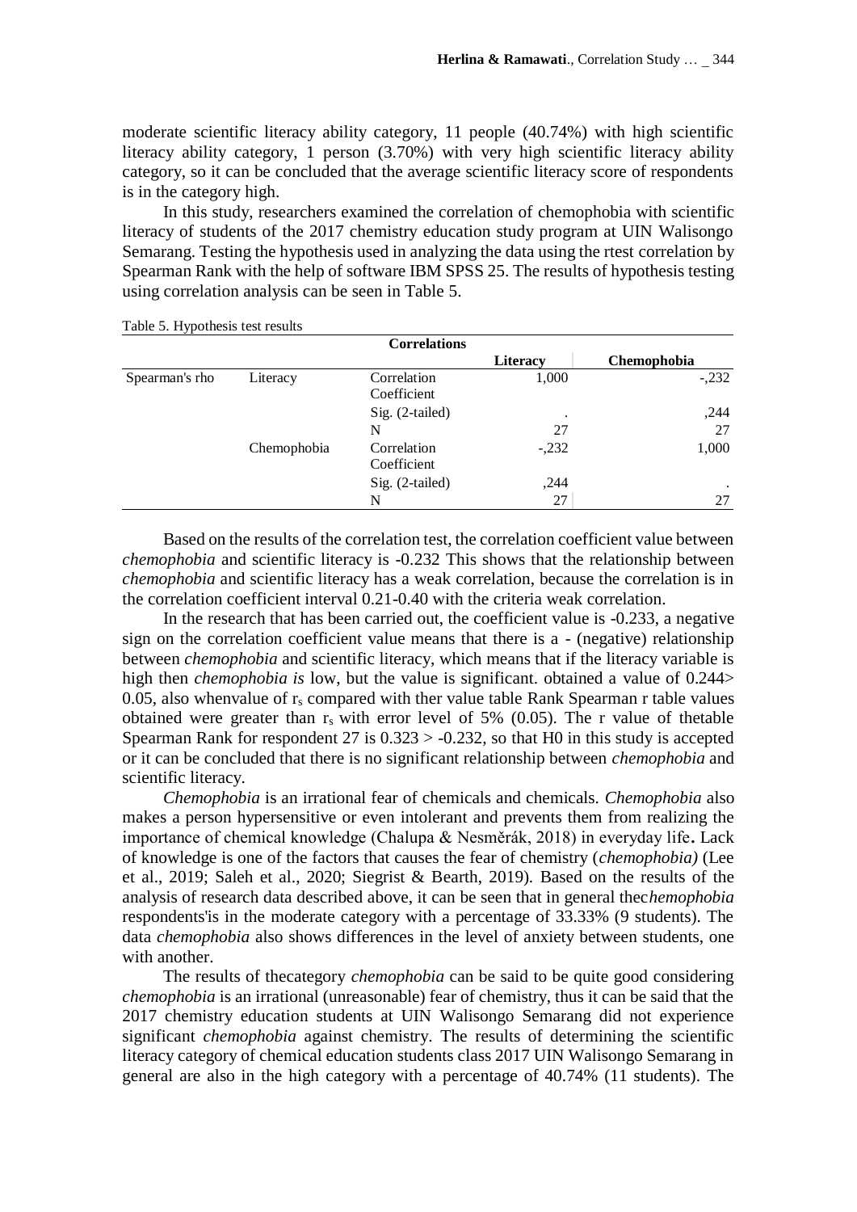moderate scientific literacy ability category, 11 people (40.74%) with high scientific literacy ability category, 1 person (3.70%) with very high scientific literacy ability category, so it can be concluded that the average scientific literacy score of respondents is in the category high.

In this study, researchers examined the correlation of chemophobia with scientific literacy of students of the 2017 chemistry education study program at UIN Walisongo Semarang. Testing the hypothesis used in analyzing the data using the rtest correlation by Spearman Rank with the help of software IBM SPSS 25. The results of hypothesis testing using correlation analysis can be seen in Table 5.

Table 5. Hypothesis test results

| Correlations | | | | |
|---|---|---|---|---|
| | | | **Literacy** | **Chemophobia** |
| Spearman's rho | Literacy | Correlation Coefficient | 1,000 | -,232 |
| | | Sig. (2-tailed) | . | ,244 |
| | | N | 27 | 27 |
| | Chemophobia | Correlation Coefficient | -,232 | 1,000 |
| | | Sig. (2-tailed) | ,244 | . |
| | | N | 27 | 27 |

Based on the results of the correlation test, the correlation coefficient value between *chemophobia* and scientific literacy is -0.232 This shows that the relationship between *chemophobia* and scientific literacy has a weak correlation, because the correlation is in the correlation coefficient interval 0.21-0.40 with the criteria weak correlation.

In the research that has been carried out, the coefficient value is -0.233, a negative sign on the correlation coefficient value means that there is a - (negative) relationship between *chemophobia* and scientific literacy, which means that if the literacy variable is high then *chemophobia is* low, but the value is significant. obtained a value of 0.244> 0.05, also whenvalue of $r_s$ compared with ther value table Rank Spearman r table values obtained were greater than $r_s$ with error level of 5% (0.05). The r value of thetable Spearman Rank for respondent 27 is 0.323 > -0.232, so that H0 in this study is accepted or it can be concluded that there is no significant relationship between *chemophobia* and scientific literacy.

*Chemophobia* is an irrational fear of chemicals and chemicals. *Chemophobia* also makes a person hypersensitive or even intolerant and prevents them from realizing the importance of chemical knowledge (Chalupa & Nesměrák, 2018) in everyday life**.** Lack of knowledge is one of the factors that causes the fear of chemistry (*chemophobia)* (Lee et al., 2019; Saleh et al., 2020; Siegrist & Bearth, 2019). Based on the results of the analysis of research data described above, it can be seen that in general thec*hemophobia* respondents'is in the moderate category with a percentage of 33.33% (9 students). The data *chemophobia* also shows differences in the level of anxiety between students, one with another.

The results of thecategory *chemophobia* can be said to be quite good considering *chemophobia* is an irrational (unreasonable) fear of chemistry, thus it can be said that the 2017 chemistry education students at UIN Walisongo Semarang did not experience significant *chemophobia* against chemistry. The results of determining the scientific literacy category of chemical education students class 2017 UIN Walisongo Semarang in general are also in the high category with a percentage of 40.74% (11 students). The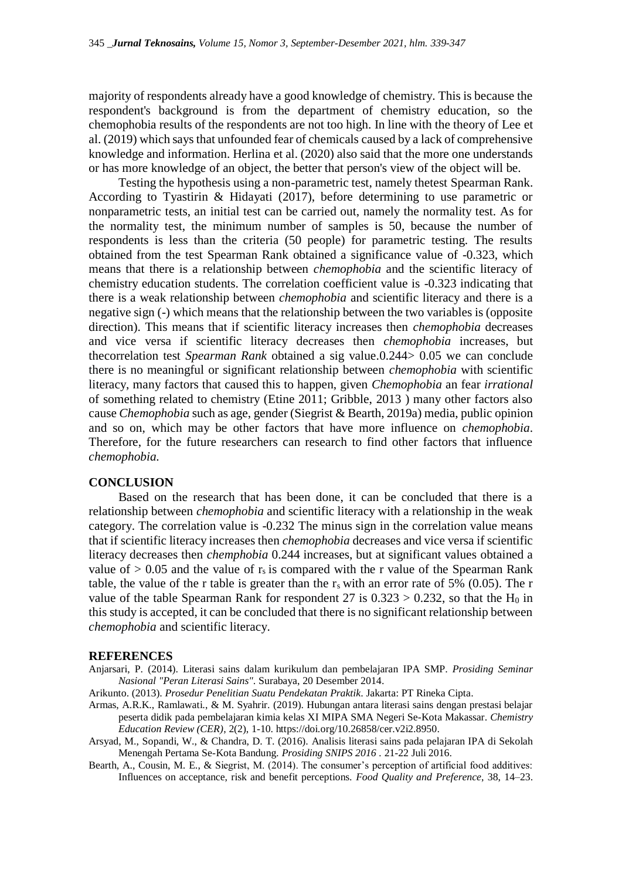majority of respondents already have a good knowledge of chemistry. This is because the respondent's background is from the department of chemistry education, so the chemophobia results of the respondents are not too high. In line with the theory of Lee et al. (2019) which says that unfounded fear of chemicals caused by a lack of comprehensive knowledge and information. Herlina et al. (2020) also said that the more one understands or has more knowledge of an object, the better that person's view of the object will be.

Testing the hypothesis using a non-parametric test, namely thetest Spearman Rank. According to Tyastirin & Hidayati (2017), before determining to use parametric or nonparametric tests, an initial test can be carried out, namely the normality test. As for the normality test, the minimum number of samples is 50, because the number of respondents is less than the criteria (50 people) for parametric testing. The results obtained from the test Spearman Rank obtained a significance value of -0.323, which means that there is a relationship between *chemophobia* and the scientific literacy of chemistry education students. The correlation coefficient value is -0.323 indicating that there is a weak relationship between *chemophobia* and scientific literacy and there is a negative sign (-) which means that the relationship between the two variables is (opposite direction). This means that if scientific literacy increases then *chemophobia* decreases and vice versa if scientific literacy decreases then *chemophobia* increases, but thecorrelation test *Spearman Rank* obtained a sig value.0.244> 0.05 we can conclude there is no meaningful or significant relationship between *chemophobia* with scientific literacy, many factors that caused this to happen, given *Chemophobia* an fear *irrational* of something related to chemistry (Etine 2011; Gribble, 2013 ) many other factors also cause *Chemophobia* such as age, gender (Siegrist & Bearth, 2019a) media, public opinion and so on, which may be other factors that have more influence on *chemophobia*. Therefore, for the future researchers can research to find other factors that influence *chemophobia.*

## CONCLUSION

Based on the research that has been done, it can be concluded that there is a relationship between *chemophobia* and scientific literacy with a relationship in the weak category. The correlation value is -0.232 The minus sign in the correlation value means that if scientific literacy increases then *chemophobia* decreases and vice versa if scientific literacy decreases then *chemphobia* 0.244 increases, but at significant values obtained a value of > 0.05 and the value of $r_s$ is compared with the r value of the Spearman Rank table, the value of the r table is greater than the $r_s$ with an error rate of 5% (0.05). The r value of the table Spearman Rank for respondent 27 is $0.323 > 0.232$, so that the $H_0$ in this study is accepted, it can be concluded that there is no significant relationship between *chemophobia* and scientific literacy.

## REFERENCES

Anjarsari, P. (2014). Literasi sains dalam kurikulum dan pembelajaran IPA SMP. *Prosiding Seminar Nasional "Peran Literasi Sains"*. Surabaya, 20 Desember 2014.

Arikunto. (2013). *Prosedur Penelitian Suatu Pendekatan Praktik*. Jakarta: PT Rineka Cipta.

Armas, A.R.K., Ramlawati., & M. Syahrir. (2019). Hubungan antara literasi sains dengan prestasi belajar peserta didik pada pembelajaran kimia kelas XI MIPA SMA Negeri Se-Kota Makassar. *Chemistry Education Review (CER)*, 2(2), 1-10. https://doi.org/10.26858/cer.v2i2.8950.

Arsyad, M., Sopandi, W., & Chandra, D. T. (2016). Analisis literasi sains pada pelajaran IPA di Sekolah Menengah Pertama Se-Kota Bandung. *Prosiding SNIPS 2016* . 21-22 Juli 2016.

Bearth, A., Cousin, M. E., & Siegrist, M. (2014). The consumer's perception of artificial food additives: Influences on acceptance, risk and benefit perceptions. *Food Quality and Preference*, 38, 14–23.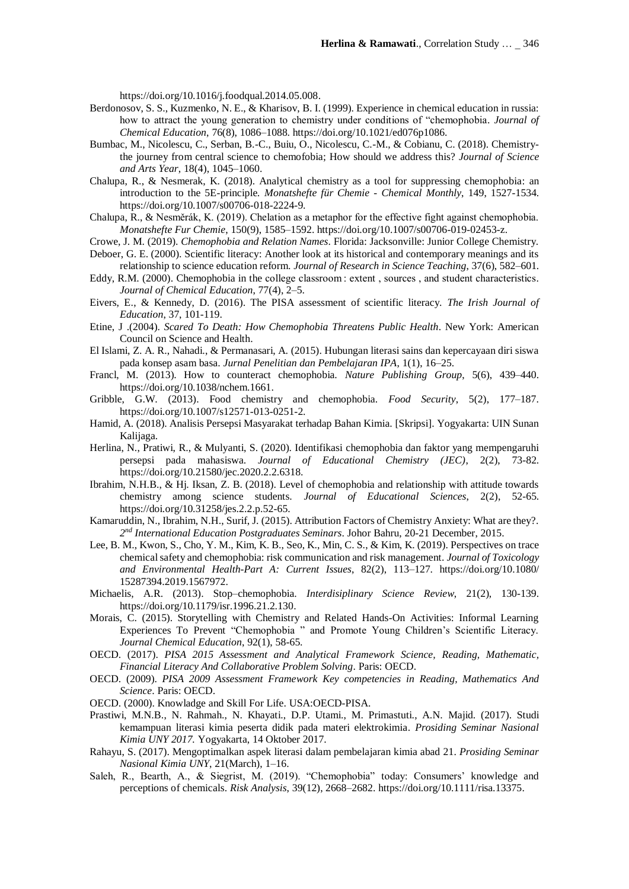https://doi.org/10.1016/j.foodqual.2014.05.008.

Berdonosov, S. S., Kuzmenko, N. E., & Kharisov, B. I. (1999). Experience in chemical education in russia: how to attract the young generation to chemistry under conditions of "chemophobia. *Journal of Chemical Education*, 76(8), 1086–1088. https://doi.org/10.1021/ed076p1086.

Bumbac, M., Nicolescu, C., Serban, B.-C., Buiu, O., Nicolescu, C.-M., & Cobianu, C. (2018). Chemistry-the journey from central science to chemofobia; How should we address this? *Journal of Science and Arts Year*, 18(4), 1045–1060.

Chalupa, R., & Nesmerak, K. (2018). Analytical chemistry as a tool for suppressing chemophobia: an introduction to the 5E-principle. *Monatshefte für Chemie - Chemical Monthly*, 149, 1527-1534. https://doi.org/10.1007/s00706-018-2224-9.

Chalupa, R., & Nesměrák, K. (2019). Chelation as a metaphor for the effective fight against chemophobia. *Monatshefte Fur Chemie*, 150(9), 1585–1592. https://doi.org/10.1007/s00706-019-02453-z.

Crowe, J. M. (2019). *Chemophobia and Relation Names*. Florida: Jacksonville: Junior College Chemistry.

Deboer, G. E. (2000). Scientific literacy: Another look at its historical and contemporary meanings and its relationship to science education reform. *Journal of Research in Science Teaching*, 37(6), 582–601.

Eddy, R.M. (2000). Chemophobia in the college classroom : extent , sources , and student characteristics. *Journal of Chemical Education*, 77(4), 2–5.

Eivers, E., & Kennedy, D. (2016). The PISA assessment of scientific literacy. *The Irish Journal of Education*, 37, 101-119.

Etine, J .(2004). *Scared To Death: How Chemophobia Threatens Public Health*. New York: American Council on Science and Health.

El Islami, Z. A. R., Nahadi., & Permanasari, A. (2015). Hubungan literasi sains dan kepercayaan diri siswa pada konsep asam basa. *Jurnal Penelitian dan Pembelajaran IPA*, 1(1), 16–25.

Francl, M. (2013). How to counteract chemophobia. *Nature Publishing Group*, 5(6), 439–440. https://doi.org/10.1038/nchem.1661.

Gribble, G.W. (2013). Food chemistry and chemophobia. *Food Security*, 5(2), 177–187. https://doi.org/10.1007/s12571-013-0251-2.

Hamid, A. (2018). Analisis Persepsi Masyarakat terhadap Bahan Kimia. [Skripsi]. Yogyakarta: UIN Sunan Kalijaga.

Herlina, N., Pratiwi, R., & Mulyanti, S. (2020). Identifikasi chemophobia dan faktor yang mempengaruhi persepsi pada mahasiswa. *Journal of Educational Chemistry (JEC)*, 2(2), 73-82. https://doi.org/10.21580/jec.2020.2.2.6318.

Ibrahim, N.H.B., & Hj. Iksan, Z. B. (2018). Level of chemophobia and relationship with attitude towards chemistry among science students. *Journal of Educational Sciences*, 2(2), 52-65. https://doi.org/10.31258/jes.2.2.p.52-65.

Kamaruddin, N., Ibrahim, N.H., Surif, J. (2015). Attribution Factors of Chemistry Anxiety: What are they?. *2nd International Education Postgraduates Seminars*. Johor Bahru, 20-21 December, 2015.

Lee, B. M., Kwon, S., Cho, Y. M., Kim, K. B., Seo, K., Min, C. S., & Kim, K. (2019). Perspectives on trace chemical safety and chemophobia: risk communication and risk management. *Journal of Toxicology and Environmental Health-Part A: Current Issues*, 82(2), 113–127. https://doi.org/10.1080/15287394.2019.1567972.

Michaelis, A.R. (2013). Stop–chemophobia. *Interdisiplinary Science Review*, 21(2), 130-139. https://doi.org/10.1179/isr.1996.21.2.130.

Morais, C. (2015). Storytelling with Chemistry and Related Hands-On Activities: Informal Learning Experiences To Prevent "Chemophobia " and Promote Young Children's Scientific Literacy. *Journal Chemical Education*, 92(1), 58-65.

OECD. (2017). *PISA 2015 Assessment and Analytical Framework Science, Reading, Mathematic, Financial Literacy And Collaborative Problem Solving*. Paris: OECD.

OECD. (2009). *PISA 2009 Assessment Framework Key competencies in Reading, Mathematics And Science*. Paris: OECD.

OECD. (2000). Knowladge and Skill For Life. USA:OECD-PISA.

Prastiwi, M.N.B., N. Rahmah., N. Khayati., D.P. Utami., M. Primastuti., A.N. Majid. (2017). Studi kemampuan literasi kimia peserta didik pada materi elektrokimia. *Prosiding Seminar Nasional Kimia UNY 2017.* Yogyakarta, 14 Oktober 2017.

Rahayu, S. (2017). Mengoptimalkan aspek literasi dalam pembelajaran kimia abad 21. *Prosiding Seminar Nasional Kimia UNY*, 21(March), 1–16.

Saleh, R., Bearth, A., & Siegrist, M. (2019). "Chemophobia" today: Consumers' knowledge and perceptions of chemicals. *Risk Analysis*, 39(12), 2668–2682. https://doi.org/10.1111/risa.13375.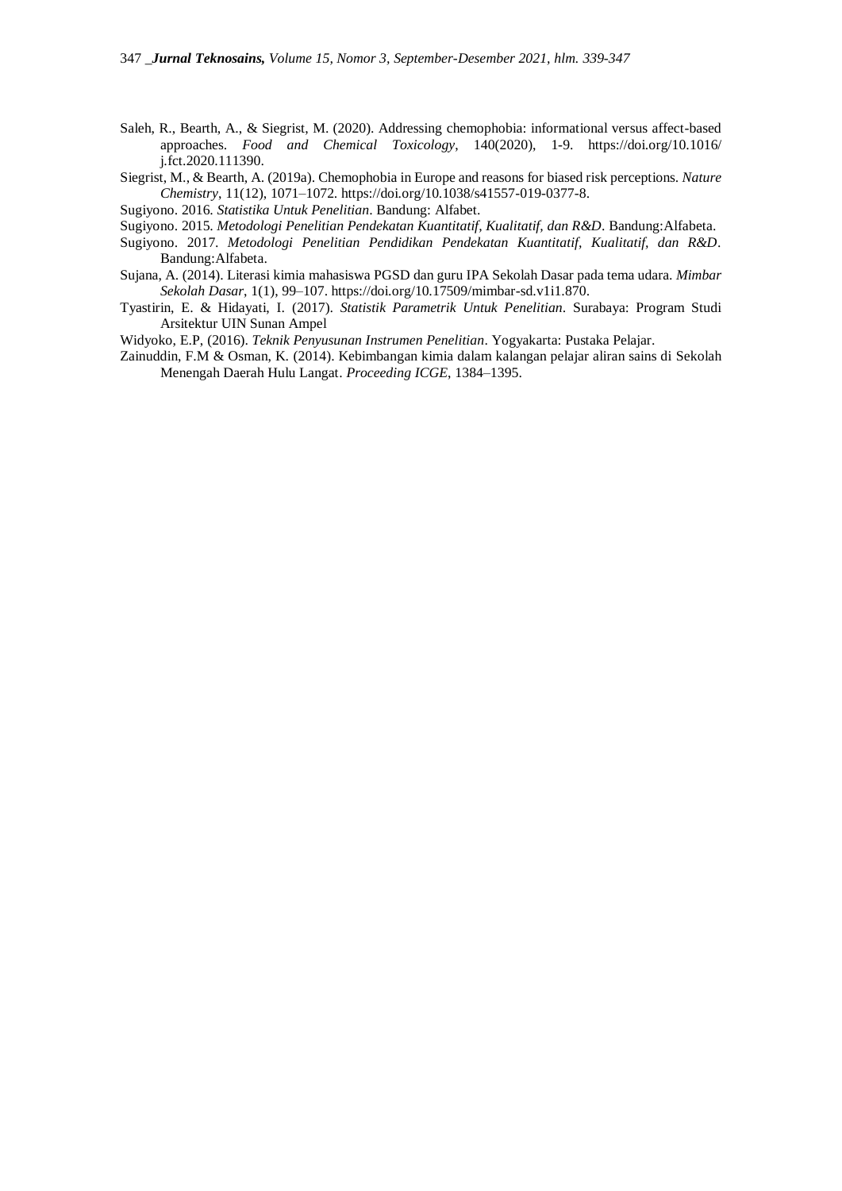Saleh, R., Bearth, A., & Siegrist, M. (2020). Addressing chemophobia: informational versus affect-based approaches. *Food and Chemical Toxicology*, 140(2020), 1-9. https://doi.org/10.1016/j.fct.2020.111390.

Siegrist, M., & Bearth, A. (2019a). Chemophobia in Europe and reasons for biased risk perceptions. *Nature Chemistry*, 11(12), 1071–1072. https://doi.org/10.1038/s41557-019-0377-8.

Sugiyono. 2016. *Statistika Untuk Penelitian*. Bandung: Alfabet.

Sugiyono. 2015. *Metodologi Penelitian Pendekatan Kuantitatif, Kualitatif, dan R&D*. Bandung:Alfabeta.

Sugiyono. 2017. *Metodologi Penelitian Pendidikan Pendekatan Kuantitatif, Kualitatif, dan R&D*. Bandung:Alfabeta.

Sujana, A. (2014). Literasi kimia mahasiswa PGSD dan guru IPA Sekolah Dasar pada tema udara. *Mimbar Sekolah Dasar*, 1(1), 99–107. https://doi.org/10.17509/mimbar-sd.v1i1.870.

Tyastirin, E. & Hidayati, I. (2017). *Statistik Parametrik Untuk Penelitian*. Surabaya: Program Studi Arsitektur UIN Sunan Ampel

Widyoko, E.P, (2016). *Teknik Penyusunan Instrumen Penelitian*. Yogyakarta: Pustaka Pelajar.

Zainuddin, F.M & Osman, K. (2014). Kebimbangan kimia dalam kalangan pelajar aliran sains di Sekolah Menengah Daerah Hulu Langat. *Proceeding ICGE*, 1384–1395.